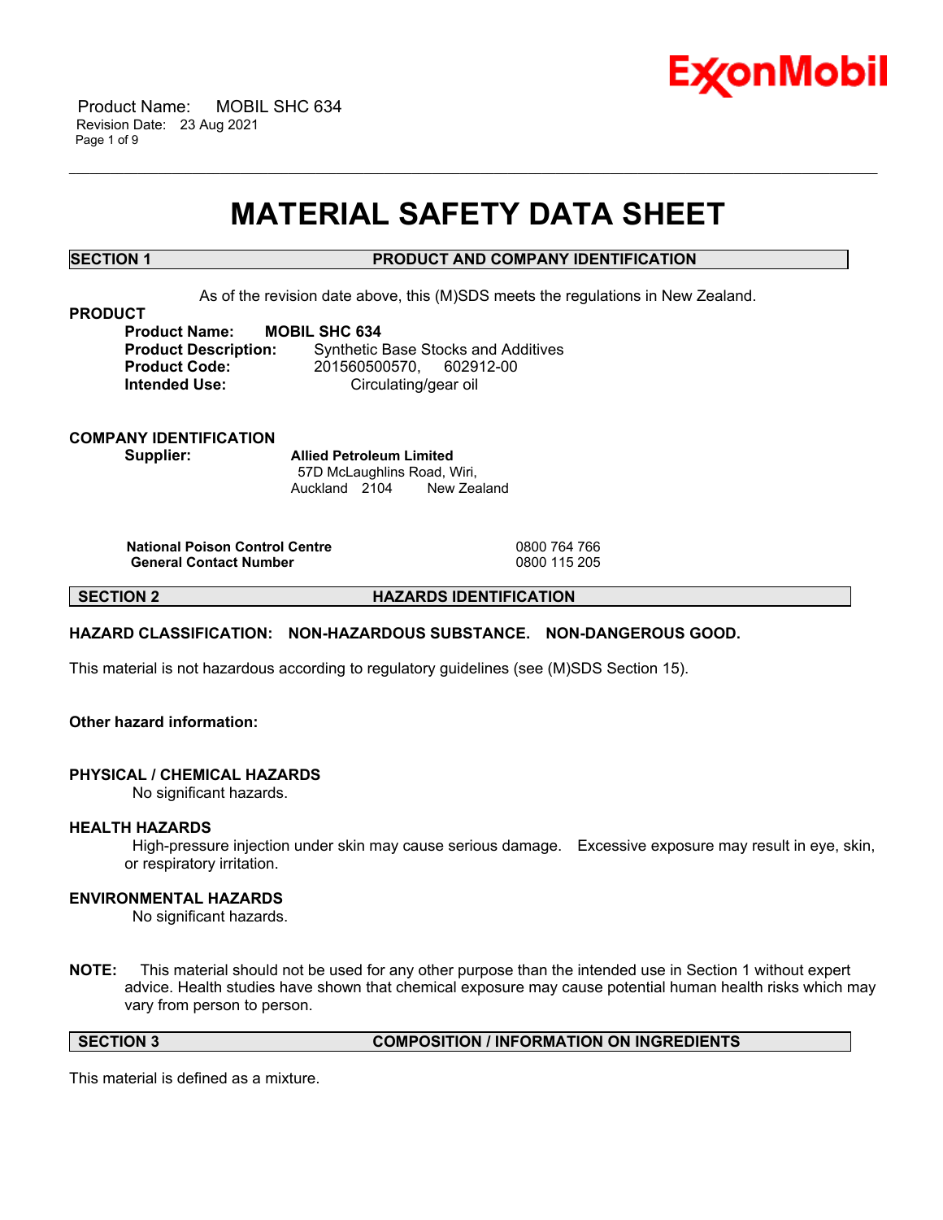# MATERIAL SAFETY DATA SHEET

## SECTION 1 PRODUCT AND COMPANY IDENTIFICATION

As of the revision date above, this (M)SDS meets the regulations in New Zealand.

**PRODUCT**

**Product Name:** **MOBIL SHC 634**
**Product Description:** Synthetic Base Stocks and Additives
**Product Code:** 201560500570, 602912-00
**Intended Use:** Circulating/gear oil

**COMPANY IDENTIFICATION**

**Supplier:** **Allied Petroleum Limited**
57D McLaughlins Road, Wiri,
Auckland 2104 New Zealand

| | |
|---|---|
| **National Poison Control Centre** | 0800 764 766 |
| **General Contact Number** | 0800 115 205 |

## SECTION 2 HAZARDS IDENTIFICATION

**HAZARD CLASSIFICATION: NON-HAZARDOUS SUBSTANCE. NON-DANGEROUS GOOD.**

This material is not hazardous according to regulatory guidelines (see (M)SDS Section 15).

**Other hazard information:**

**PHYSICAL / CHEMICAL HAZARDS**

No significant hazards.

**HEALTH HAZARDS**

High-pressure injection under skin may cause serious damage. Excessive exposure may result in eye, skin, or respiratory irritation.

**ENVIRONMENTAL HAZARDS**

No significant hazards.

**NOTE:** This material should not be used for any other purpose than the intended use in Section 1 without expert advice. Health studies have shown that chemical exposure may cause potential human health risks which may vary from person to person.

## SECTION 3 COMPOSITION / INFORMATION ON INGREDIENTS

This material is defined as a mixture.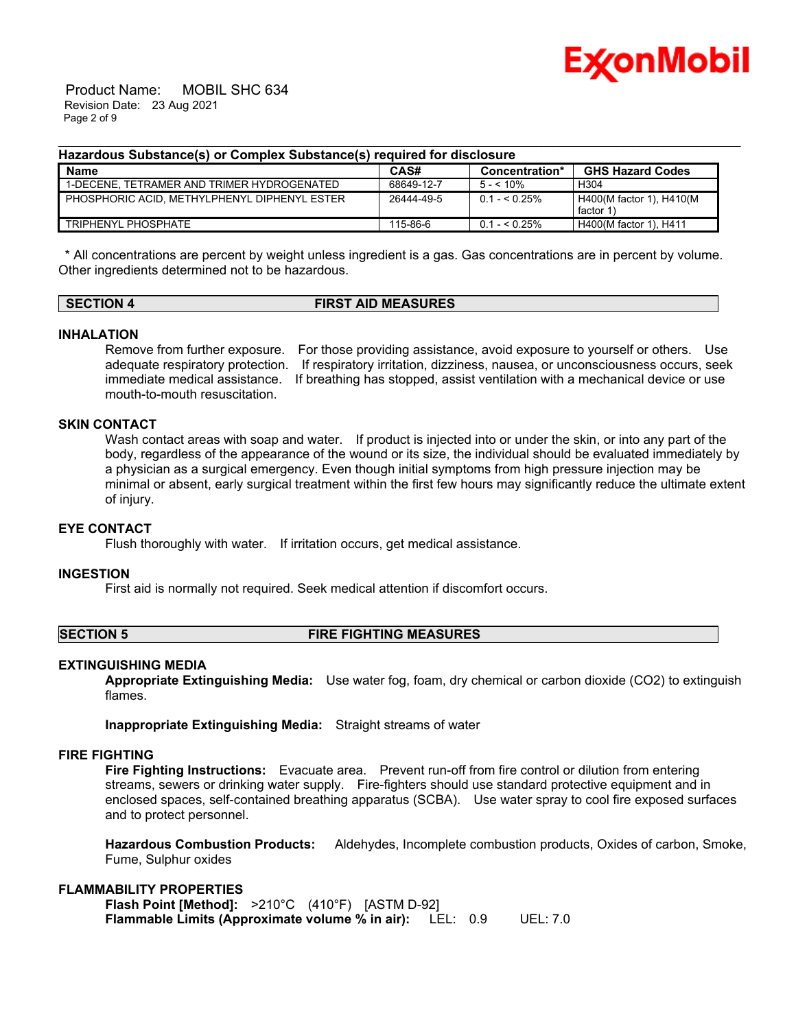**Hazardous Substance(s) or Complex Substance(s) required for disclosure**

| Name | CAS# | Concentration* | GHS Hazard Codes |
|---|---|---|---|
| 1-DECENE, TETRAMER AND TRIMER HYDROGENATED | 68649-12-7 | 5 - < 10% | H304 |
| PHOSPHORIC ACID, METHYLPHENYL DIPHENYL ESTER | 26444-49-5 | 0.1 - < 0.25% | H400(M factor 1), H410(M factor 1) |
| TRIPHENYL PHOSPHATE | 115-86-6 | 0.1 - < 0.25% | H400(M factor 1), H411 |

\* All concentrations are percent by weight unless ingredient is a gas. Gas concentrations are in percent by volume. Other ingredients determined not to be hazardous.

## SECTION 4 FIRST AID MEASURES

### INHALATION

Remove from further exposure. For those providing assistance, avoid exposure to yourself or others. Use adequate respiratory protection. If respiratory irritation, dizziness, nausea, or unconsciousness occurs, seek immediate medical assistance. If breathing has stopped, assist ventilation with a mechanical device or use mouth-to-mouth resuscitation.

### SKIN CONTACT

Wash contact areas with soap and water. If product is injected into or under the skin, or into any part of the body, regardless of the appearance of the wound or its size, the individual should be evaluated immediately by a physician as a surgical emergency. Even though initial symptoms from high pressure injection may be minimal or absent, early surgical treatment within the first few hours may significantly reduce the ultimate extent of injury.

### EYE CONTACT

Flush thoroughly with water. If irritation occurs, get medical assistance.

### INGESTION

First aid is normally not required. Seek medical attention if discomfort occurs.

## SECTION 5 FIRE FIGHTING MEASURES

### EXTINGUISHING MEDIA

**Appropriate Extinguishing Media:** Use water fog, foam, dry chemical or carbon dioxide (CO2) to extinguish flames.

**Inappropriate Extinguishing Media:** Straight streams of water

### FIRE FIGHTING

**Fire Fighting Instructions:** Evacuate area. Prevent run-off from fire control or dilution from entering streams, sewers or drinking water supply. Fire-fighters should use standard protective equipment and in enclosed spaces, self-contained breathing apparatus (SCBA). Use water spray to cool fire exposed surfaces and to protect personnel.

**Hazardous Combustion Products:** Aldehydes, Incomplete combustion products, Oxides of carbon, Smoke, Fume, Sulphur oxides

### FLAMMABILITY PROPERTIES

**Flash Point [Method]:** >210°C (410°F) [ASTM D-92]
**Flammable Limits (Approximate volume % in air):** LEL: 0.9 UEL: 7.0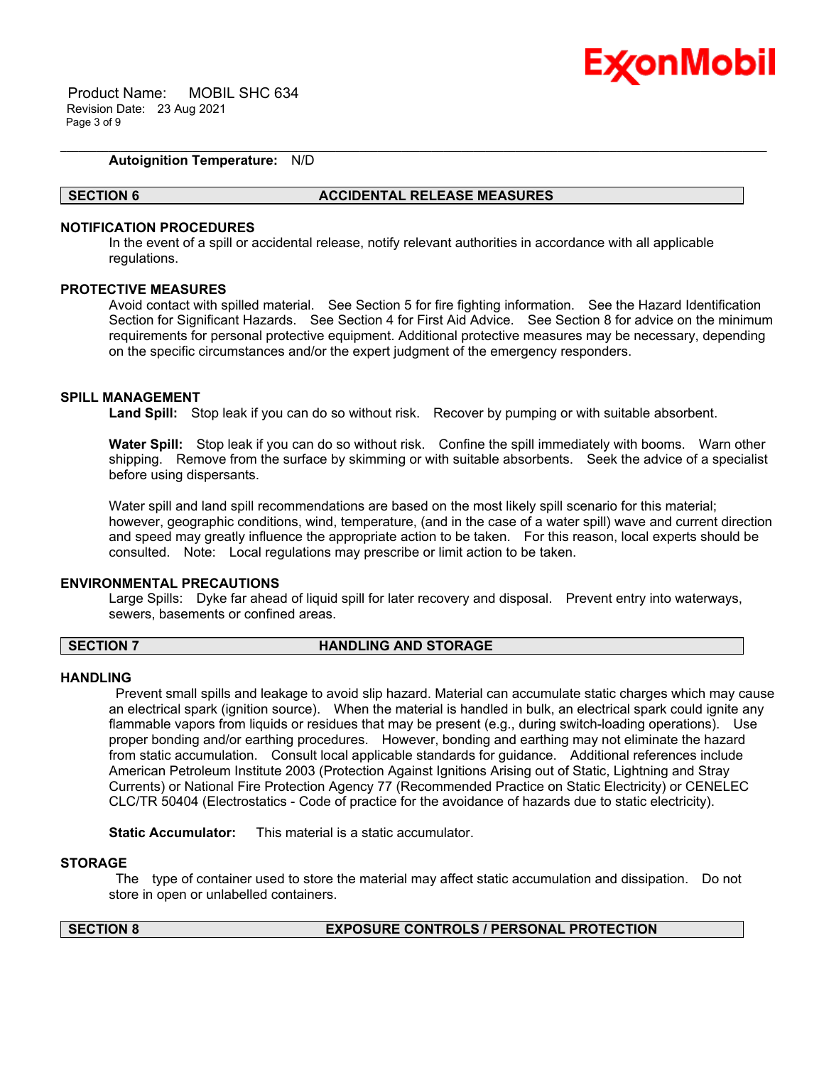**Autoignition Temperature:** N/D

## SECTION 6 ACCIDENTAL RELEASE MEASURES

### NOTIFICATION PROCEDURES

In the event of a spill or accidental release, notify relevant authorities in accordance with all applicable regulations.

### PROTECTIVE MEASURES

Avoid contact with spilled material. See Section 5 for fire fighting information. See the Hazard Identification Section for Significant Hazards. See Section 4 for First Aid Advice. See Section 8 for advice on the minimum requirements for personal protective equipment. Additional protective measures may be necessary, depending on the specific circumstances and/or the expert judgment of the emergency responders.

### SPILL MANAGEMENT

**Land Spill:** Stop leak if you can do so without risk. Recover by pumping or with suitable absorbent.

**Water Spill:** Stop leak if you can do so without risk. Confine the spill immediately with booms. Warn other shipping. Remove from the surface by skimming or with suitable absorbents. Seek the advice of a specialist before using dispersants.

Water spill and land spill recommendations are based on the most likely spill scenario for this material; however, geographic conditions, wind, temperature, (and in the case of a water spill) wave and current direction and speed may greatly influence the appropriate action to be taken. For this reason, local experts should be consulted. Note: Local regulations may prescribe or limit action to be taken.

### ENVIRONMENTAL PRECAUTIONS

Large Spills: Dyke far ahead of liquid spill for later recovery and disposal. Prevent entry into waterways, sewers, basements or confined areas.

## SECTION 7 HANDLING AND STORAGE

### HANDLING

Prevent small spills and leakage to avoid slip hazard. Material can accumulate static charges which may cause an electrical spark (ignition source). When the material is handled in bulk, an electrical spark could ignite any flammable vapors from liquids or residues that may be present (e.g., during switch-loading operations). Use proper bonding and/or earthing procedures. However, bonding and earthing may not eliminate the hazard from static accumulation. Consult local applicable standards for guidance. Additional references include American Petroleum Institute 2003 (Protection Against Ignitions Arising out of Static, Lightning and Stray Currents) or National Fire Protection Agency 77 (Recommended Practice on Static Electricity) or CENELEC CLC/TR 50404 (Electrostatics - Code of practice for the avoidance of hazards due to static electricity).

**Static Accumulator:** This material is a static accumulator.

### STORAGE

The type of container used to store the material may affect static accumulation and dissipation. Do not store in open or unlabelled containers.

## SECTION 8 EXPOSURE CONTROLS / PERSONAL PROTECTION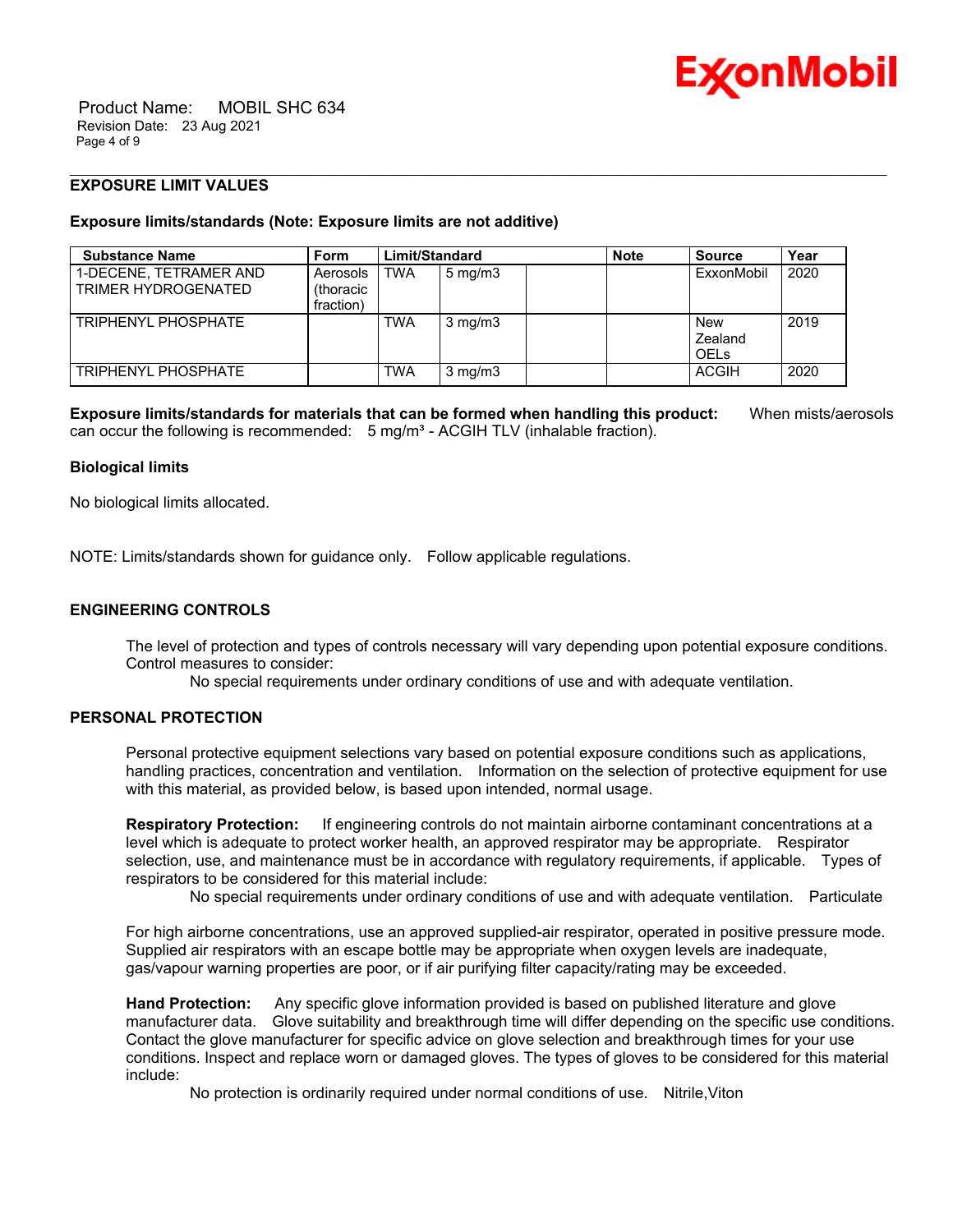### EXPOSURE LIMIT VALUES

**Exposure limits/standards (Note: Exposure limits are not additive)**

| Substance Name | Form | Limit/Standard | | | Note | Source | Year |
|---|---|---|---|---|---|---|---|
| 1-DECENE, TETRAMER AND TRIMER HYDROGENATED | Aerosols (thoracic fraction) | TWA | 5 mg/m3 | | | ExxonMobil | 2020 |
| TRIPHENYL PHOSPHATE | | TWA | 3 mg/m3 | | | New Zealand OELs | 2019 |
| TRIPHENYL PHOSPHATE | | TWA | 3 mg/m3 | | | ACGIH | 2020 |

**Exposure limits/standards for materials that can be formed when handling this product:** When mists/aerosols can occur the following is recommended: 5 mg/m³ - ACGIH TLV (inhalable fraction).

**Biological limits**

No biological limits allocated.

NOTE: Limits/standards shown for guidance only. Follow applicable regulations.

### ENGINEERING CONTROLS

The level of protection and types of controls necessary will vary depending upon potential exposure conditions. Control measures to consider:

No special requirements under ordinary conditions of use and with adequate ventilation.

### PERSONAL PROTECTION

Personal protective equipment selections vary based on potential exposure conditions such as applications, handling practices, concentration and ventilation. Information on the selection of protective equipment for use with this material, as provided below, is based upon intended, normal usage.

**Respiratory Protection:** If engineering controls do not maintain airborne contaminant concentrations at a level which is adequate to protect worker health, an approved respirator may be appropriate. Respirator selection, use, and maintenance must be in accordance with regulatory requirements, if applicable. Types of respirators to be considered for this material include:

No special requirements under ordinary conditions of use and with adequate ventilation. Particulate

For high airborne concentrations, use an approved supplied-air respirator, operated in positive pressure mode. Supplied air respirators with an escape bottle may be appropriate when oxygen levels are inadequate, gas/vapour warning properties are poor, or if air purifying filter capacity/rating may be exceeded.

**Hand Protection:** Any specific glove information provided is based on published literature and glove manufacturer data. Glove suitability and breakthrough time will differ depending on the specific use conditions. Contact the glove manufacturer for specific advice on glove selection and breakthrough times for your use conditions. Inspect and replace worn or damaged gloves. The types of gloves to be considered for this material include:

No protection is ordinarily required under normal conditions of use. Nitrile,Viton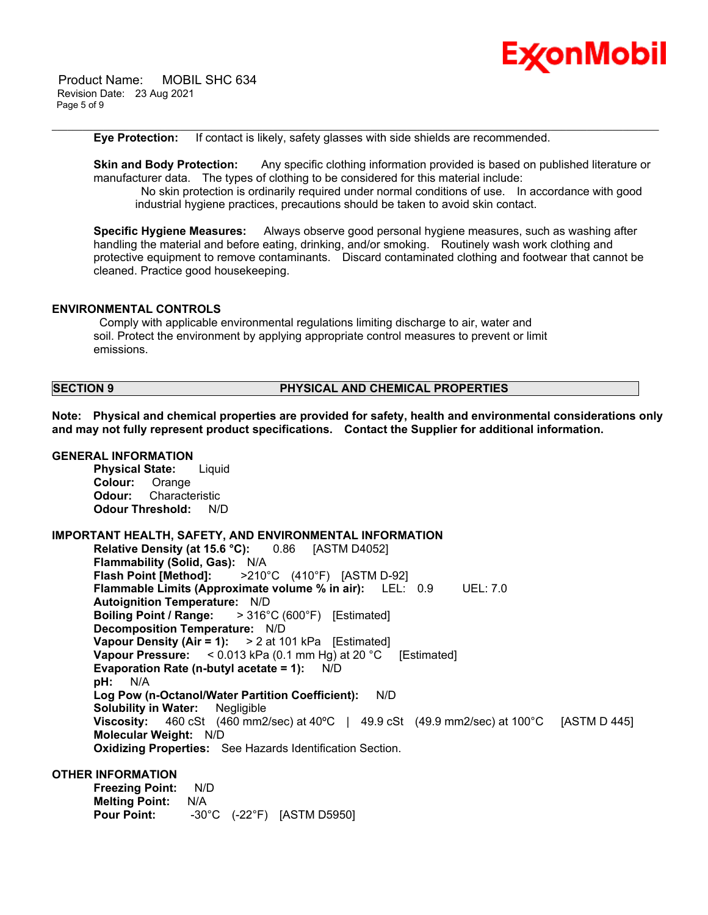**Eye Protection:** If contact is likely, safety glasses with side shields are recommended.

**Skin and Body Protection:** Any specific clothing information provided is based on published literature or manufacturer data. The types of clothing to be considered for this material include:

No skin protection is ordinarily required under normal conditions of use. In accordance with good industrial hygiene practices, precautions should be taken to avoid skin contact.

**Specific Hygiene Measures:** Always observe good personal hygiene measures, such as washing after handling the material and before eating, drinking, and/or smoking. Routinely wash work clothing and protective equipment to remove contaminants. Discard contaminated clothing and footwear that cannot be cleaned. Practice good housekeeping.

### ENVIRONMENTAL CONTROLS

Comply with applicable environmental regulations limiting discharge to air, water and soil. Protect the environment by applying appropriate control measures to prevent or limit emissions.

## SECTION 9 PHYSICAL AND CHEMICAL PROPERTIES

**Note: Physical and chemical properties are provided for safety, health and environmental considerations only and may not fully represent product specifications. Contact the Supplier for additional information.**

### GENERAL INFORMATION

**Physical State:** Liquid
**Colour:** Orange
**Odour:** Characteristic
**Odour Threshold:** N/D

### IMPORTANT HEALTH, SAFETY, AND ENVIRONMENTAL INFORMATION

**Relative Density (at 15.6 °C):** 0.86 [ASTM D4052]
**Flammability (Solid, Gas):** N/A
**Flash Point [Method]:** >210°C (410°F) [ASTM D-92]
**Flammable Limits (Approximate volume % in air):** LEL: 0.9 UEL: 7.0
**Autoignition Temperature:** N/D
**Boiling Point / Range:** > 316°C (600°F) [Estimated]
**Decomposition Temperature:** N/D
**Vapour Density (Air = 1):** > 2 at 101 kPa [Estimated]
**Vapour Pressure:** < 0.013 kPa (0.1 mm Hg) at 20 °C [Estimated]
**Evaporation Rate (n-butyl acetate = 1):** N/D
**pH:** N/A
**Log Pow (n-Octanol/Water Partition Coefficient):** N/D
**Solubility in Water:** Negligible
**Viscosity:** 460 cSt (460 mm2/sec) at 40ºC | 49.9 cSt (49.9 mm2/sec) at 100°C [ASTM D 445]
**Molecular Weight:** N/D
**Oxidizing Properties:** See Hazards Identification Section.

### OTHER INFORMATION

**Freezing Point:** N/D
**Melting Point:** N/A
**Pour Point:** -30°C (-22°F) [ASTM D5950]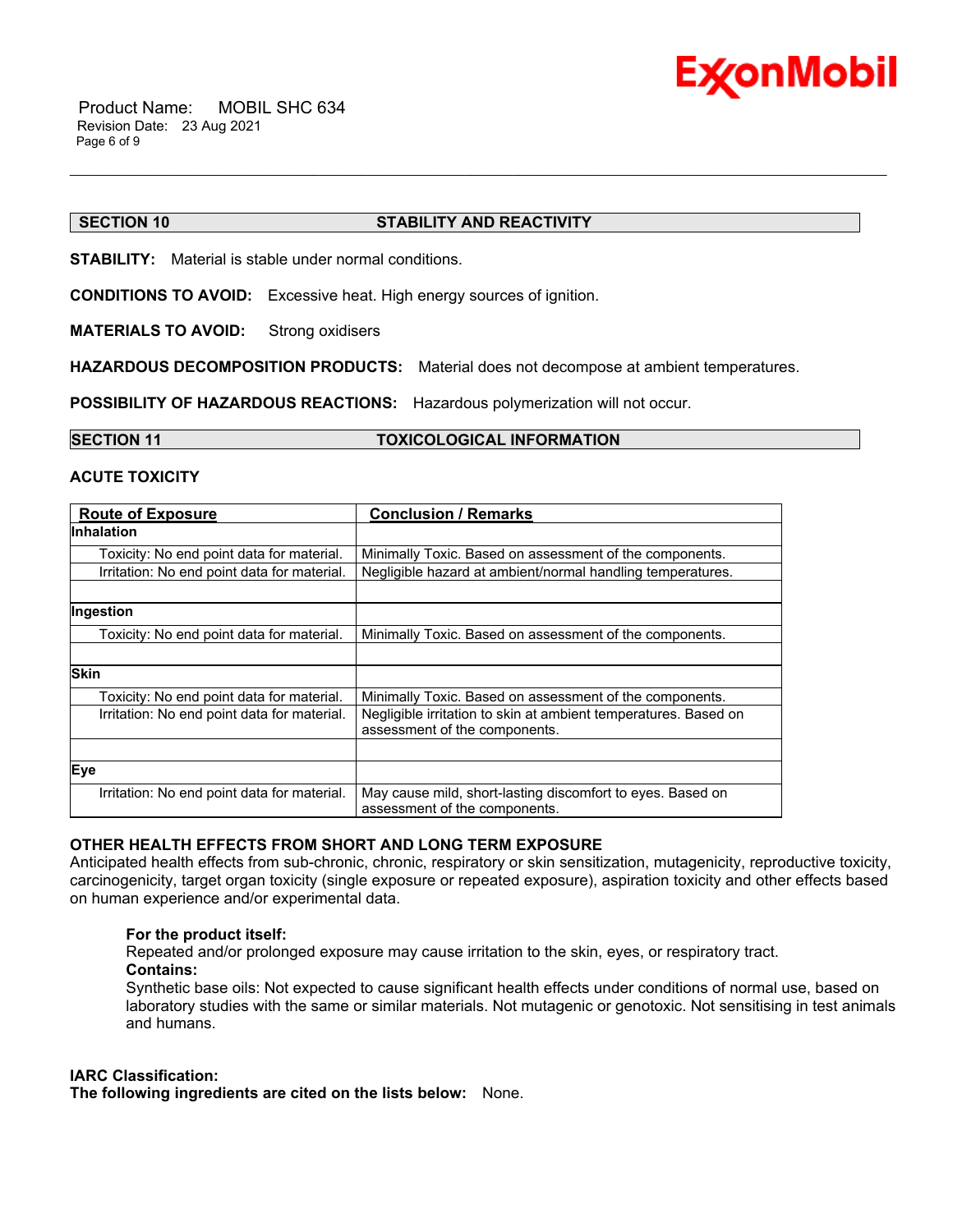## SECTION 10 STABILITY AND REACTIVITY

**STABILITY:** Material is stable under normal conditions.

**CONDITIONS TO AVOID:** Excessive heat. High energy sources of ignition.

**MATERIALS TO AVOID:** Strong oxidisers

**HAZARDOUS DECOMPOSITION PRODUCTS:** Material does not decompose at ambient temperatures.

**POSSIBILITY OF HAZARDOUS REACTIONS:** Hazardous polymerization will not occur.

## SECTION 11 TOXICOLOGICAL INFORMATION

### ACUTE TOXICITY

| Route of Exposure | Conclusion / Remarks |
|---|---|
| **Inhalation** | |
| Toxicity: No end point data for material. | Minimally Toxic. Based on assessment of the components. |
| Irritation: No end point data for material. | Negligible hazard at ambient/normal handling temperatures. |
| | |
| **Ingestion** | |
| Toxicity: No end point data for material. | Minimally Toxic. Based on assessment of the components. |
| | |
| **Skin** | |
| Toxicity: No end point data for material. | Minimally Toxic. Based on assessment of the components. |
| Irritation: No end point data for material. | Negligible irritation to skin at ambient temperatures. Based on assessment of the components. |
| | |
| **Eye** | |
| Irritation: No end point data for material. | May cause mild, short-lasting discomfort to eyes. Based on assessment of the components. |

### OTHER HEALTH EFFECTS FROM SHORT AND LONG TERM EXPOSURE

Anticipated health effects from sub-chronic, chronic, respiratory or skin sensitization, mutagenicity, reproductive toxicity, carcinogenicity, target organ toxicity (single exposure or repeated exposure), aspiration toxicity and other effects based on human experience and/or experimental data.

**For the product itself:**
Repeated and/or prolonged exposure may cause irritation to the skin, eyes, or respiratory tract.
**Contains:**
Synthetic base oils: Not expected to cause significant health effects under conditions of normal use, based on laboratory studies with the same or similar materials. Not mutagenic or genotoxic. Not sensitising in test animals and humans.

**IARC Classification:**
**The following ingredients are cited on the lists below:** None.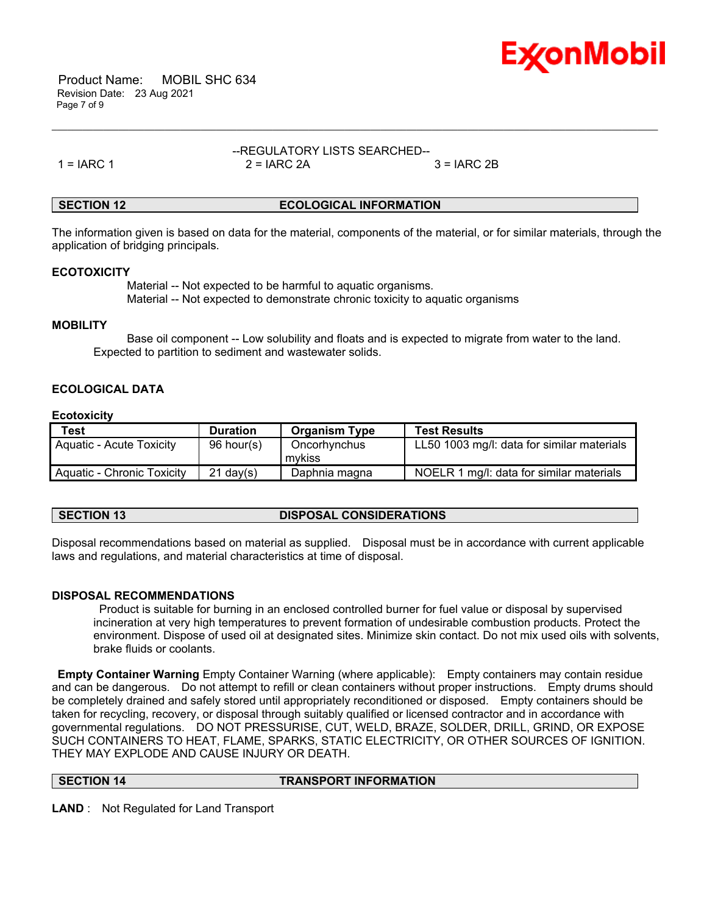--REGULATORY LISTS SEARCHED--

1 = IARC 1 2 = IARC 2A 3 = IARC 2B

## SECTION 12 ECOLOGICAL INFORMATION

The information given is based on data for the material, components of the material, or for similar materials, through the application of bridging principals.

### ECOTOXICITY

Material -- Not expected to be harmful to aquatic organisms.
Material -- Not expected to demonstrate chronic toxicity to aquatic organisms

### MOBILITY

Base oil component -- Low solubility and floats and is expected to migrate from water to the land. Expected to partition to sediment and wastewater solids.

### ECOLOGICAL DATA

**Ecotoxicity**

| Test | Duration | Organism Type | Test Results |
|---|---|---|---|
| Aquatic - Acute Toxicity | 96 hour(s) | Oncorhynchus mykiss | LL50 1003 mg/l: data for similar materials |
| Aquatic - Chronic Toxicity | 21 day(s) | Daphnia magna | NOELR 1 mg/l: data for similar materials |

## SECTION 13 DISPOSAL CONSIDERATIONS

Disposal recommendations based on material as supplied. Disposal must be in accordance with current applicable laws and regulations, and material characteristics at time of disposal.

### DISPOSAL RECOMMENDATIONS

Product is suitable for burning in an enclosed controlled burner for fuel value or disposal by supervised incineration at very high temperatures to prevent formation of undesirable combustion products. Protect the environment. Dispose of used oil at designated sites. Minimize skin contact. Do not mix used oils with solvents, brake fluids or coolants.

**Empty Container Warning** Empty Container Warning (where applicable): Empty containers may contain residue and can be dangerous. Do not attempt to refill or clean containers without proper instructions. Empty drums should be completely drained and safely stored until appropriately reconditioned or disposed. Empty containers should be taken for recycling, recovery, or disposal through suitably qualified or licensed contractor and in accordance with governmental regulations. DO NOT PRESSURISE, CUT, WELD, BRAZE, SOLDER, DRILL, GRIND, OR EXPOSE SUCH CONTAINERS TO HEAT, FLAME, SPARKS, STATIC ELECTRICITY, OR OTHER SOURCES OF IGNITION. THEY MAY EXPLODE AND CAUSE INJURY OR DEATH.

## SECTION 14 TRANSPORT INFORMATION

**LAND** : Not Regulated for Land Transport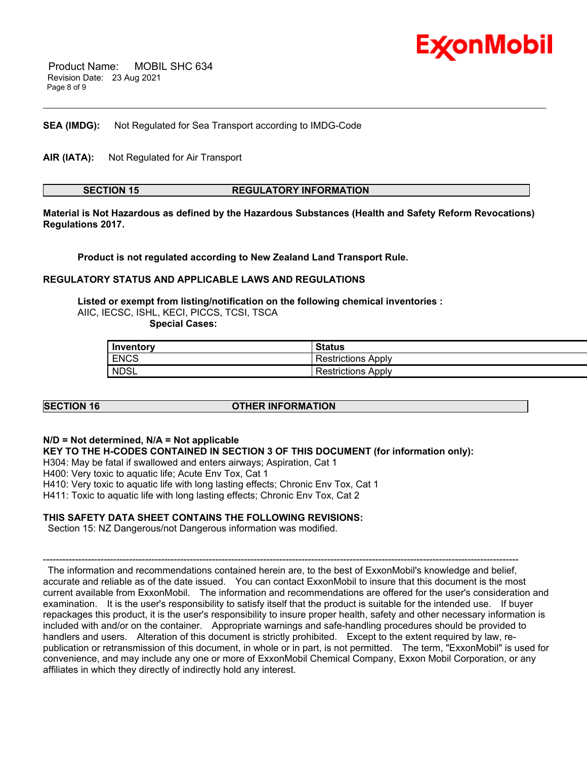**SEA (IMDG):** Not Regulated for Sea Transport according to IMDG-Code

**AIR (IATA):** Not Regulated for Air Transport

## SECTION 15 REGULATORY INFORMATION

**Material is Not Hazardous as defined by the Hazardous Substances (Health and Safety Reform Revocations) Regulations 2017.**

**Product is not regulated according to New Zealand Land Transport Rule.**

**REGULATORY STATUS AND APPLICABLE LAWS AND REGULATIONS**

**Listed or exempt from listing/notification on the following chemical inventories :**
AIIC, IECSC, ISHL, KECI, PICCS, TCSI, TSCA
**Special Cases:**

| Inventory | Status |
|---|---|
| ENCS | Restrictions Apply |
| NDSL | Restrictions Apply |

## SECTION 16 OTHER INFORMATION

**N/D = Not determined, N/A = Not applicable**
**KEY TO THE H-CODES CONTAINED IN SECTION 3 OF THIS DOCUMENT (for information only):**
H304: May be fatal if swallowed and enters airways; Aspiration, Cat 1
H400: Very toxic to aquatic life; Acute Env Tox, Cat 1
H410: Very toxic to aquatic life with long lasting effects; Chronic Env Tox, Cat 1
H411: Toxic to aquatic life with long lasting effects; Chronic Env Tox, Cat 2

**THIS SAFETY DATA SHEET CONTAINS THE FOLLOWING REVISIONS:**
Section 15: NZ Dangerous/not Dangerous information was modified.

---

The information and recommendations contained herein are, to the best of ExxonMobil's knowledge and belief, accurate and reliable as of the date issued. You can contact ExxonMobil to insure that this document is the most current available from ExxonMobil. The information and recommendations are offered for the user's consideration and examination. It is the user's responsibility to satisfy itself that the product is suitable for the intended use. If buyer repackages this product, it is the user's responsibility to insure proper health, safety and other necessary information is included with and/or on the container. Appropriate warnings and safe-handling procedures should be provided to handlers and users. Alteration of this document is strictly prohibited. Except to the extent required by law, re-publication or retransmission of this document, in whole or in part, is not permitted. The term, "ExxonMobil" is used for convenience, and may include any one or more of ExxonMobil Chemical Company, Exxon Mobil Corporation, or any affiliates in which they directly of indirectly hold any interest.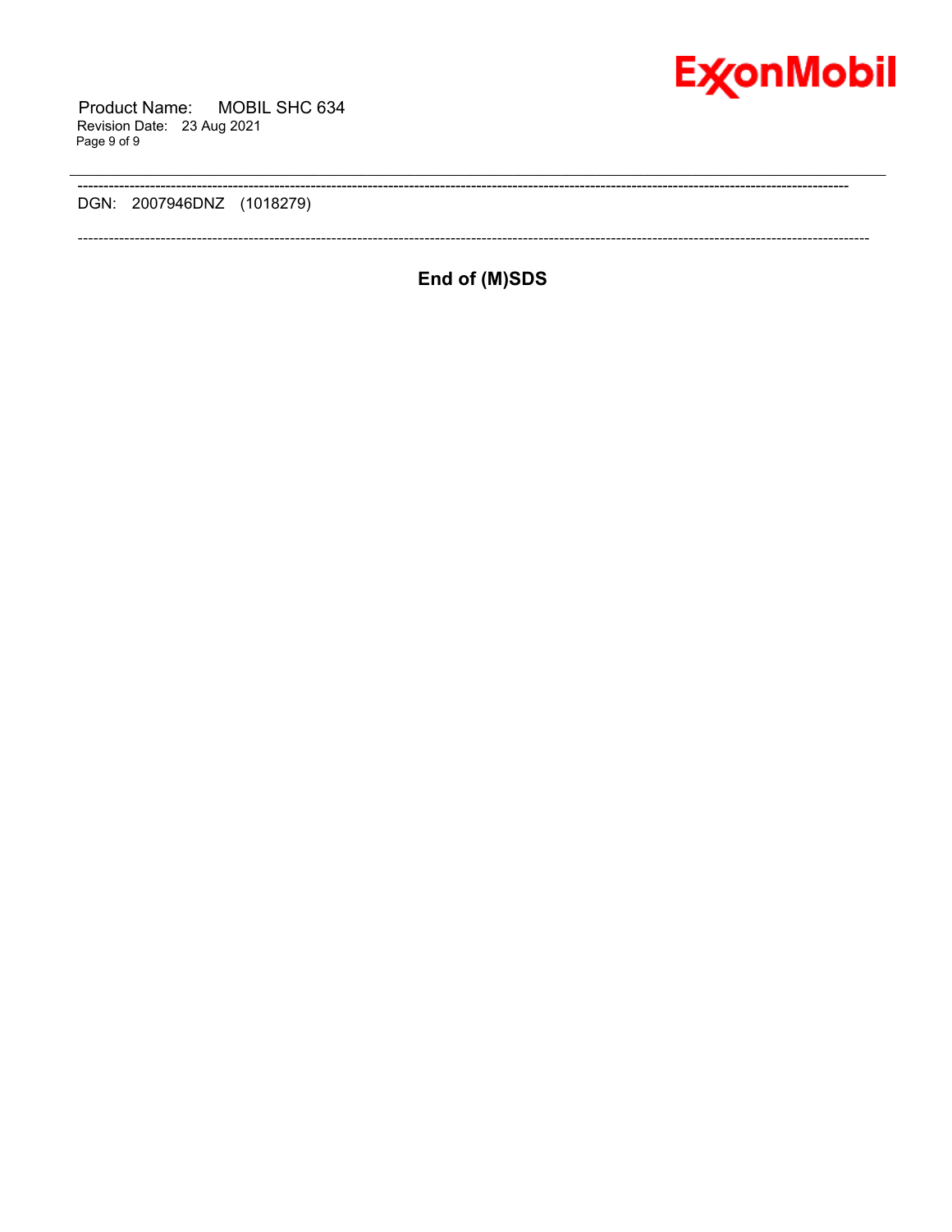DGN: 2007946DNZ (1018279)

---

**End of (M)SDS**